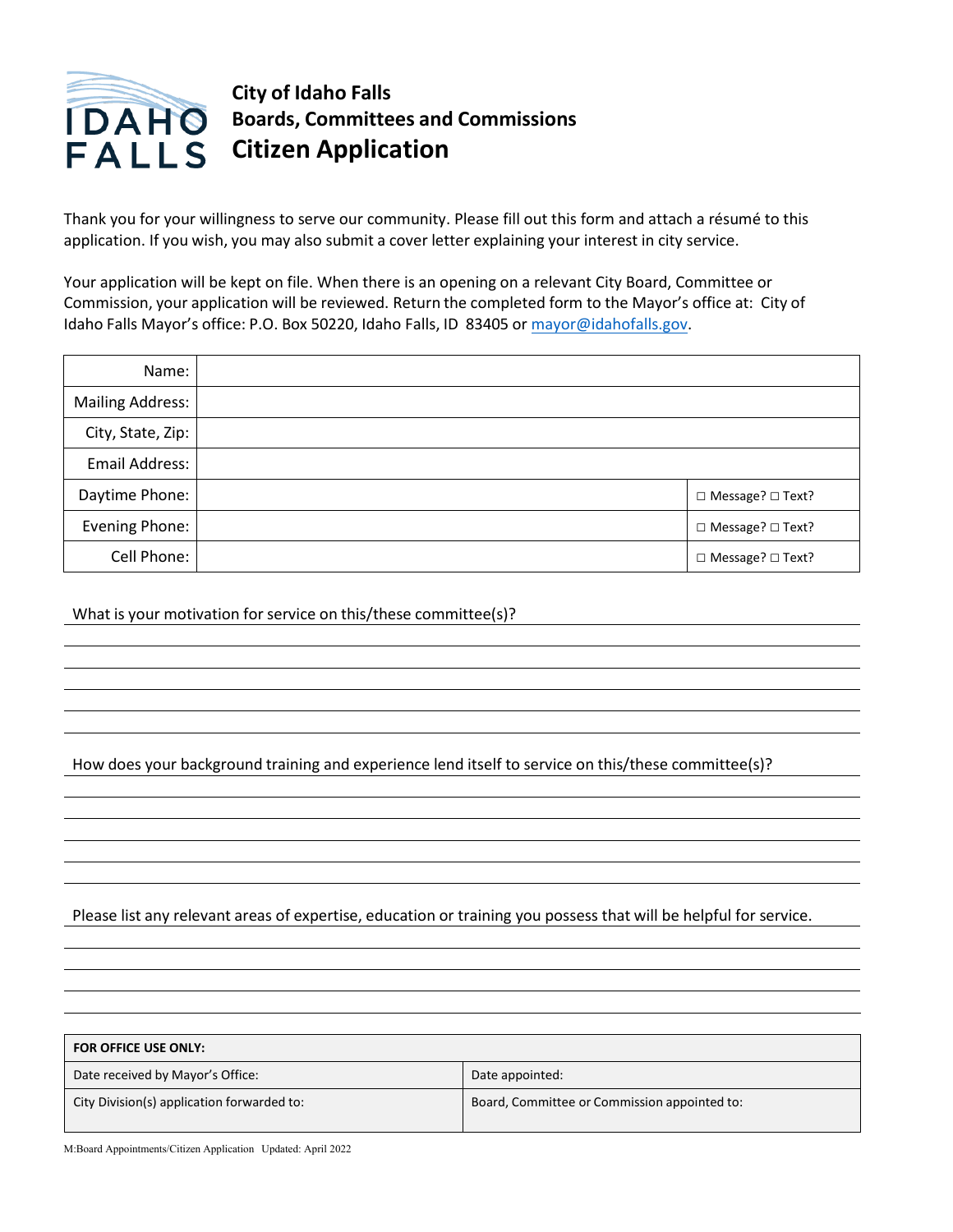# City of Idaho Falls
## Boards, Committees and Commissions
## Citizen Application

Thank you for your willingness to serve our community. Please fill out this form and attach a résumé to this application. If you wish, you may also submit a cover letter explaining your interest in city service.

Your application will be kept on file. When there is an opening on a relevant City Board, Committee or Commission, your application will be reviewed. Return the completed form to the Mayor's office at: City of Idaho Falls Mayor's office: P.O. Box 50220, Idaho Falls, ID 83405 or mayor@idahofalls.gov.

| | | |
|---|---|---|
| Name: | | |
| Mailing Address: | | |
| City, State, Zip: | | |
| Email Address: | | |
| Daytime Phone: | | □ Message? □ Text? |
| Evening Phone: | | □ Message? □ Text? |
| Cell Phone: | | □ Message? □ Text? |

What is your motivation for service on this/these committee(s)?

______________________________________________________________________

______________________________________________________________________

______________________________________________________________________

______________________________________________________________________

______________________________________________________________________

How does your background training and experience lend itself to service on this/these committee(s)?

______________________________________________________________________

______________________________________________________________________

______________________________________________________________________

______________________________________________________________________

______________________________________________________________________

Please list any relevant areas of expertise, education or training you possess that will be helpful for service.

______________________________________________________________________

______________________________________________________________________

______________________________________________________________________

______________________________________________________________________

| FOR OFFICE USE ONLY: | |
|---|---|
| Date received by Mayor's Office: | Date appointed: |
| City Division(s) application forwarded to: | Board, Committee or Commission appointed to: |

M:Board Appointments/Citizen Application Updated: April 2022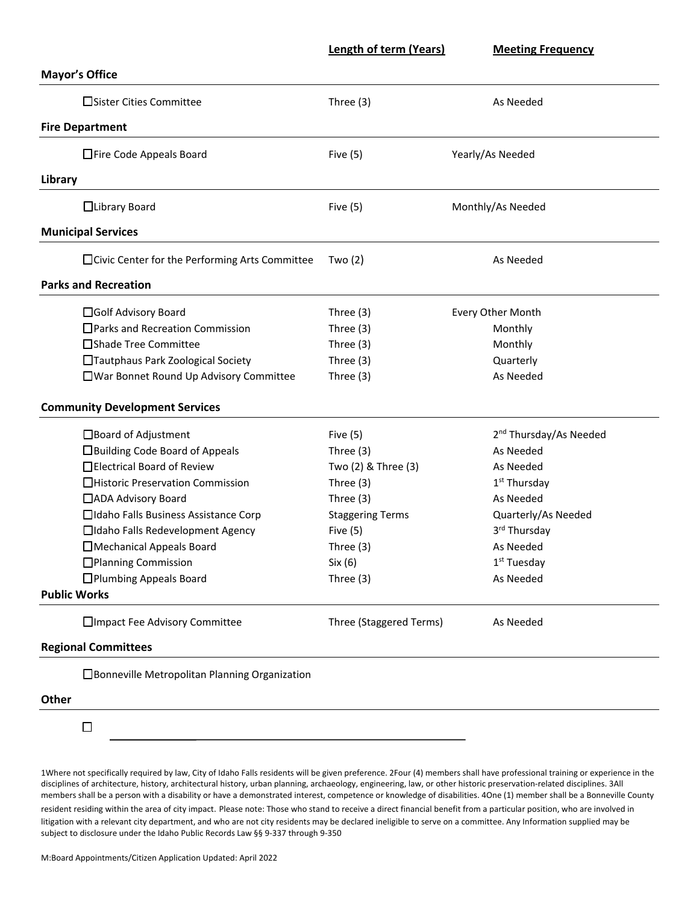| | Length of term (Years) | Meeting Frequency |
|---|---|---|
| **Mayor's Office** | | |
| ☐Sister Cities Committee | Three (3) | As Needed |
| **Fire Department** | | |
| ☐Fire Code Appeals Board | Five (5) | Yearly/As Needed |
| **Library** | | |
| ☐Library Board | Five (5) | Monthly/As Needed |
| **Municipal Services** | | |
| ☐Civic Center for the Performing Arts Committee | Two (2) | As Needed |
| **Parks and Recreation** | | |
| ☐Golf Advisory Board | Three (3) | Every Other Month |
| ☐Parks and Recreation Commission | Three (3) | Monthly |
| ☐Shade Tree Committee | Three (3) | Monthly |
| ☐Tautphaus Park Zoological Society | Three (3) | Quarterly |
| ☐War Bonnet Round Up Advisory Committee | Three (3) | As Needed |
| **Community Development Services** | | |
| ☐Board of Adjustment | Five (5) | 2nd Thursday/As Needed |
| ☐Building Code Board of Appeals | Three (3) | As Needed |
| ☐Electrical Board of Review | Two (2) & Three (3) | As Needed |
| ☐Historic Preservation Commission | Three (3) | 1st Thursday |
| ☐ADA Advisory Board | Three (3) | As Needed |
| ☐Idaho Falls Business Assistance Corp | Staggering Terms | Quarterly/As Needed |
| ☐Idaho Falls Redevelopment Agency | Five (5) | 3rd Thursday |
| ☐Mechanical Appeals Board | Three (3) | As Needed |
| ☐Planning Commission | Six (6) | 1st Tuesday |
| ☐Plumbing Appeals Board | Three (3) | As Needed |
| **Public Works** | | |
| ☐Impact Fee Advisory Committee | Three (Staggered Terms) | As Needed |
| **Regional Committees** | | |
| ☐Bonneville Metropolitan Planning Organization | | |
| **Other** | | |
| ☐ _______________________________ | | |

1Where not specifically required by law, City of Idaho Falls residents will be given preference. 2Four (4) members shall have professional training or experience in the disciplines of architecture, history, architectural history, urban planning, archaeology, engineering, law, or other historic preservation-related disciplines. 3All members shall be a person with a disability or have a demonstrated interest, competence or knowledge of disabilities. 4One (1) member shall be a Bonneville County resident residing within the area of city impact. Please note: Those who stand to receive a direct financial benefit from a particular position, who are involved in litigation with a relevant city department, and who are not city residents may be declared ineligible to serve on a committee. Any Information supplied may be subject to disclosure under the Idaho Public Records Law §§ 9-337 through 9-350

M:Board Appointments/Citizen Application Updated: April 2022